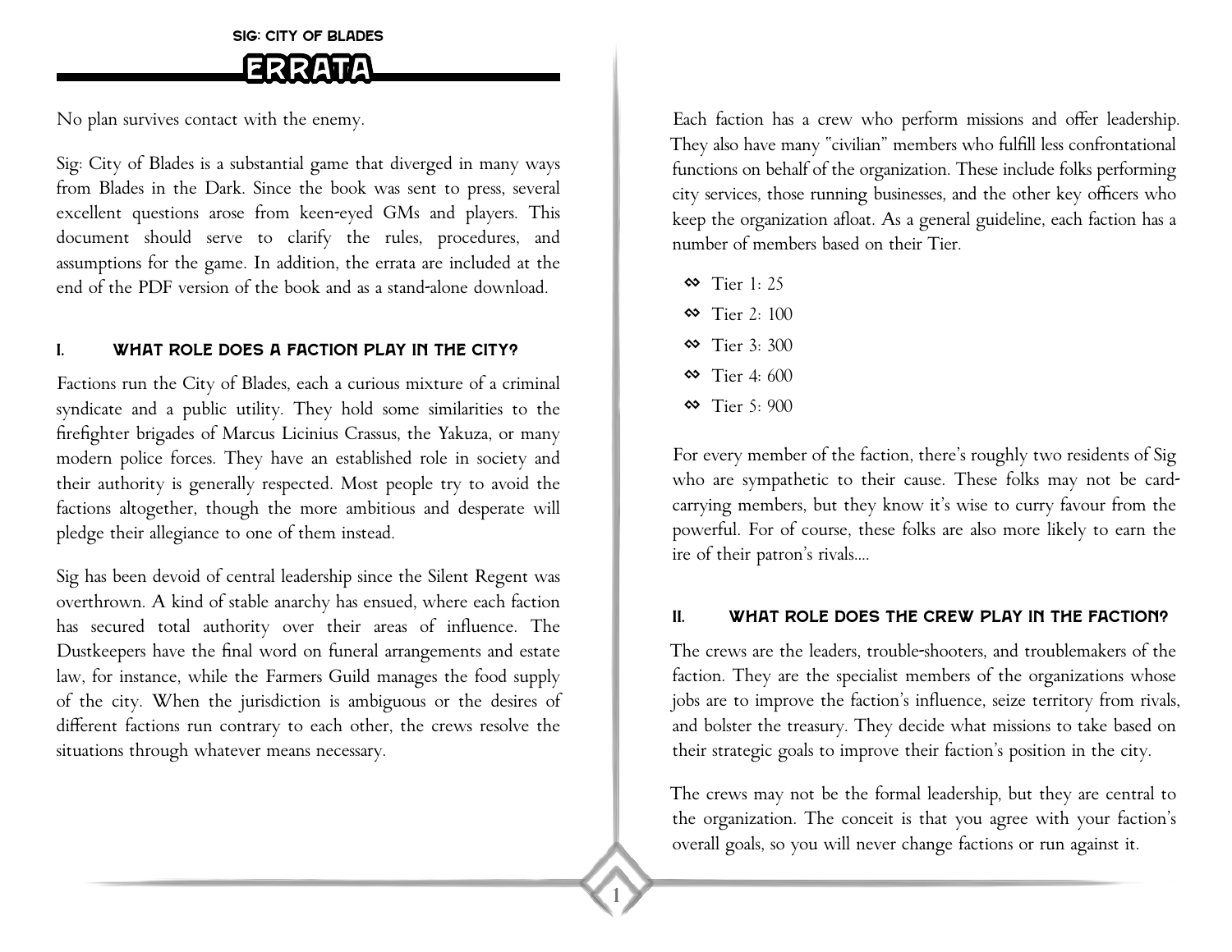# Errata

No plan survives contact with the enemy.

Sig: City of Blades is a substantial game that diverged in many ways from Blades in the Dark. Since the book was sent to press, several excellent questions arose from keen-eyed GMs and players. This document should serve to clarify the rules, procedures, and assumptions for the game. In addition, the errata are included at the end of the PDF version of the book and as a stand-alone download.

## I. What Role Does a Faction Play in the City?

Factions run the City of Blades, each a curious mixture of a criminal syndicate and a public utility. They hold some similarities to the firefighter brigades of Marcus Licinius Crassus, the Yakuza, or many modern police forces. They have an established role in society and their authority is generally respected. Most people try to avoid the factions altogether, though the more ambitious and desperate will pledge their allegiance to one of them instead.

Sig has been devoid of central leadership since the Silent Regent was overthrown. A kind of stable anarchy has ensued, where each faction has secured total authority over their areas of influence. The Dustkeepers have the final word on funeral arrangements and estate law, for instance, while the Farmers Guild manages the food supply of the city. When the jurisdiction is ambiguous or the desires of different factions run contrary to each other, the crews resolve the situations through whatever means necessary.

Each faction has a crew who perform missions and offer leadership. They also have many "civilian" members who fulfill less confrontational functions on behalf of the organization. These include folks performing city services, those running businesses, and the other key officers who keep the organization afloat. As a general guideline, each faction has a number of members based on their Tier.

- Tier 1: 25
- Tier 2: 100
- Tier 3: 300
- Tier 4: 600
- Tier 5: 900

For every member of the faction, there's roughly two residents of Sig who are sympathetic to their cause. These folks may not be card-carrying members, but they know it's wise to curry favour from the powerful. For of course, these folks are also more likely to earn the ire of their patron's rivals....

## II. What Role Does the Crew Play in the Faction?

The crews are the leaders, trouble-shooters, and troublemakers of the faction. They are the specialist members of the organizations whose jobs are to improve the faction's influence, seize territory from rivals, and bolster the treasury. They decide what missions to take based on their strategic goals to improve their faction's position in the city.

The crews may not be the formal leadership, but they are central to the organization. The conceit is that you agree with your faction's overall goals, so you will never change factions or run against it.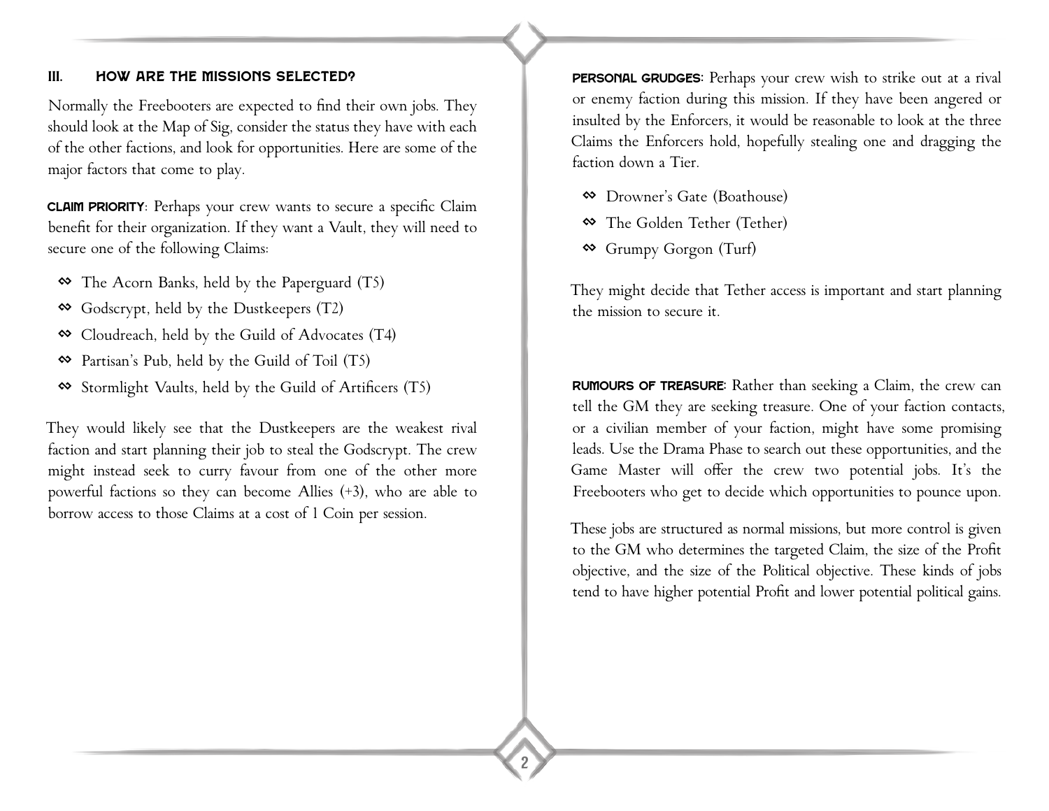## III. How Are the Missions Selected?

Normally the Freebooters are expected to find their own jobs. They should look at the Map of Sig, consider the status they have with each of the other factions, and look for opportunities. Here are some of the major factors that come to play.

**Claim Priority**: Perhaps your crew wants to secure a specific Claim benefit for their organization. If they want a Vault, they will need to secure one of the following Claims:

- The Acorn Banks, held by the Paperguard (T5)
- Godscrypt, held by the Dustkeepers (T2)
- Cloudreach, held by the Guild of Advocates (T4)
- Partisan's Pub, held by the Guild of Toil (T5)
- Stormlight Vaults, held by the Guild of Artificers (T5)

They would likely see that the Dustkeepers are the weakest rival faction and start planning their job to steal the Godscrypt. The crew might instead seek to curry favour from one of the other more powerful factions so they can become Allies (+3), who are able to borrow access to those Claims at a cost of 1 Coin per session.

**Personal Grudges:** Perhaps your crew wish to strike out at a rival or enemy faction during this mission. If they have been angered or insulted by the Enforcers, it would be reasonable to look at the three Claims the Enforcers hold, hopefully stealing one and dragging the faction down a Tier.

- Drowner's Gate (Boathouse)
- The Golden Tether (Tether)
- Grumpy Gorgon (Turf)

They might decide that Tether access is important and start planning the mission to secure it.

**Rumours of Treasure:** Rather than seeking a Claim, the crew can tell the GM they are seeking treasure. One of your faction contacts, or a civilian member of your faction, might have some promising leads. Use the Drama Phase to search out these opportunities, and the Game Master will offer the crew two potential jobs. It's the Freebooters who get to decide which opportunities to pounce upon.

These jobs are structured as normal missions, but more control is given to the GM who determines the targeted Claim, the size of the Profit objective, and the size of the Political objective. These kinds of jobs tend to have higher potential Profit and lower potential political gains.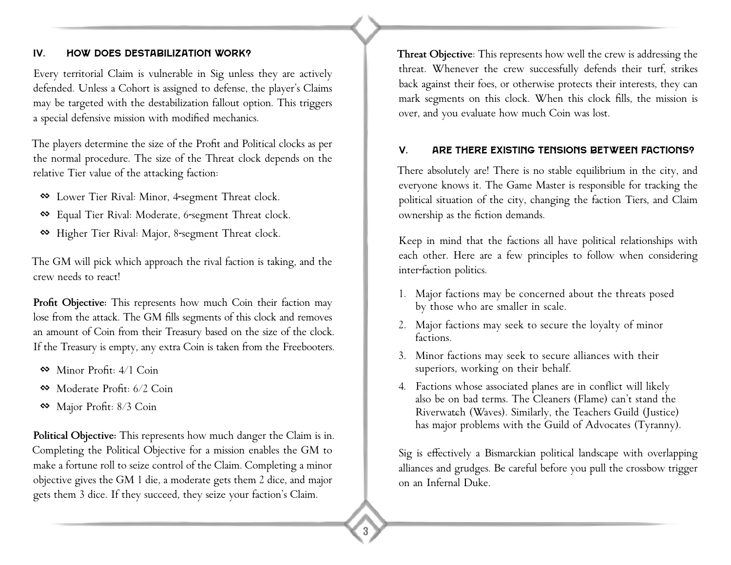## IV. HOW DOES DESTABILIZATION WORK?

Every territorial Claim is vulnerable in Sig unless they are actively defended. Unless a Cohort is assigned to defense, the player's Claims may be targeted with the destabilization fallout option. This triggers a special defensive mission with modified mechanics.

The players determine the size of the Profit and Political clocks as per the normal procedure. The size of the Threat clock depends on the relative Tier value of the attacking faction:

- Lower Tier Rival: Minor, 4-segment Threat clock.
- Equal Tier Rival: Moderate, 6-segment Threat clock.
- Higher Tier Rival: Major, 8-segment Threat clock.

The GM will pick which approach the rival faction is taking, and the crew needs to react!

**Profit Objective:** This represents how much Coin their faction may lose from the attack. The GM fills segments of this clock and removes an amount of Coin from their Treasury based on the size of the clock. If the Treasury is empty, any extra Coin is taken from the Freebooters.

- Minor Profit: 4/1 Coin
- Moderate Profit: 6/2 Coin
- Major Profit: 8/3 Coin

**Political Objective:** This represents how much danger the Claim is in. Completing the Political Objective for a mission enables the GM to make a fortune roll to seize control of the Claim. Completing a minor objective gives the GM 1 die, a moderate gets them 2 dice, and major gets them 3 dice. If they succeed, they seize your faction's Claim.

**Threat Objective**: This represents how well the crew is addressing the threat. Whenever the crew successfully defends their turf, strikes back against their foes, or otherwise protects their interests, they can mark segments on this clock. When this clock fills, the mission is over, and you evaluate how much Coin was lost.

## V. ARE THERE EXISTING TENSIONS BETWEEN FACTIONS?

There absolutely are! There is no stable equilibrium in the city, and everyone knows it. The Game Master is responsible for tracking the political situation of the city, changing the faction Tiers, and Claim ownership as the fiction demands.

Keep in mind that the factions all have political relationships with each other. Here are a few principles to follow when considering inter-faction politics.

1. Major factions may be concerned about the threats posed by those who are smaller in scale.
2. Major factions may seek to secure the loyalty of minor factions.
3. Minor factions may seek to secure alliances with their superiors, working on their behalf.
4. Factions whose associated planes are in conflict will likely also be on bad terms. The Cleaners (Flame) can't stand the Riverwatch (Waves). Similarly, the Teachers Guild (Justice) has major problems with the Guild of Advocates (Tyranny).

Sig is effectively a Bismarckian political landscape with overlapping alliances and grudges. Be careful before you pull the crossbow trigger on an Infernal Duke.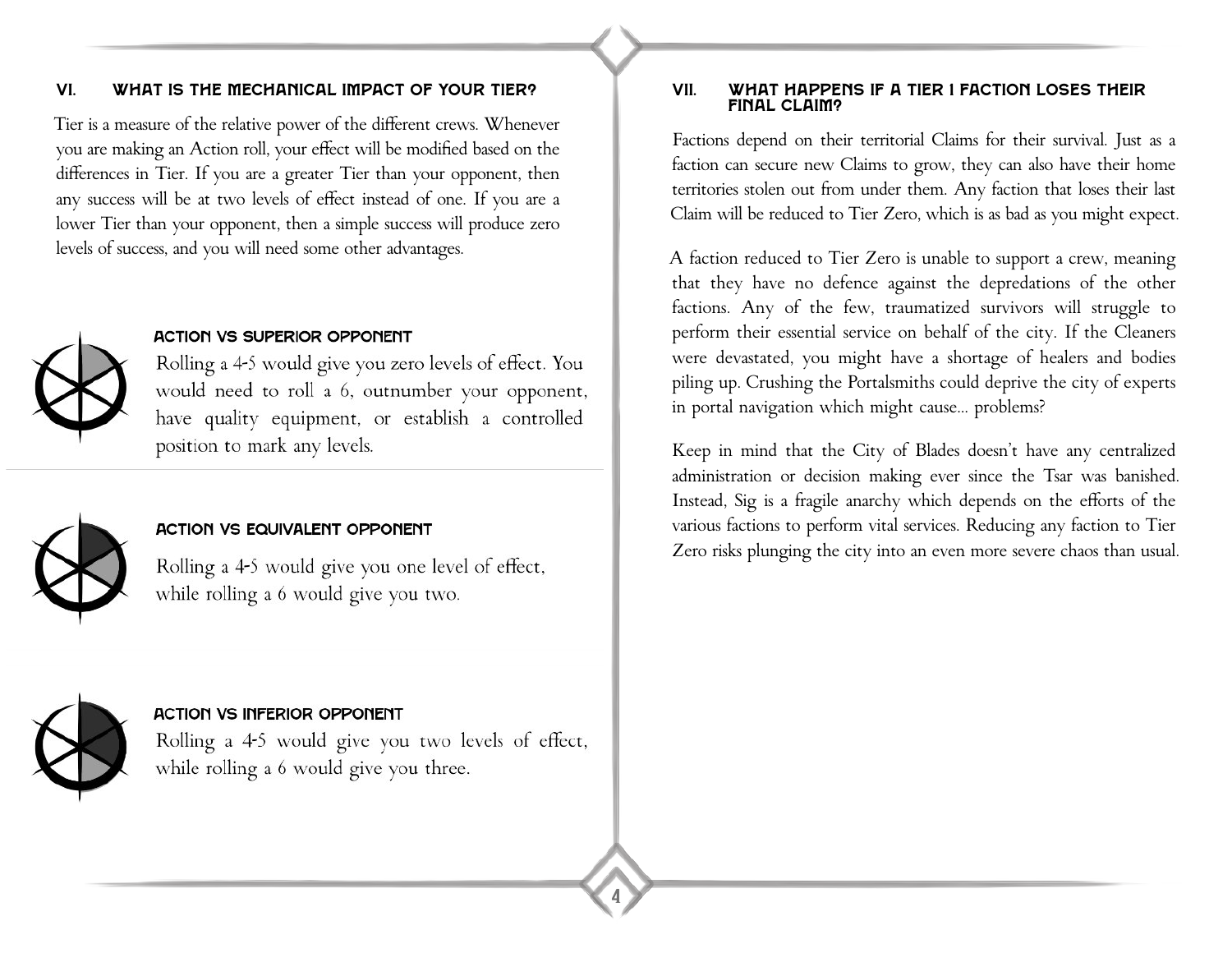## VI. What is the mechanical impact of your tier?

Tier is a measure of the relative power of the different crews. Whenever you are making an Action roll, your effect will be modified based on the differences in Tier. If you are a greater Tier than your opponent, then any success will be at two levels of effect instead of one. If you are a lower Tier than your opponent, then a simple success will produce zero levels of success, and you will need some other advantages.

### Action vs Superior Opponent

Rolling a 4-5 would give you zero levels of effect. You would need to roll a 6, outnumber your opponent, have quality equipment, or establish a controlled position to mark any levels.

### Action vs Equivalent Opponent

Rolling a 4-5 would give you one level of effect, while rolling a 6 would give you two.

### Action vs Inferior Opponent

Rolling a 4-5 would give you two levels of effect, while rolling a 6 would give you three.

## VII. What happens if a Tier I faction loses their final claim?

Factions depend on their territorial Claims for their survival. Just as a faction can secure new Claims to grow, they can also have their home territories stolen out from under them. Any faction that loses their last Claim will be reduced to Tier Zero, which is as bad as you might expect.

A faction reduced to Tier Zero is unable to support a crew, meaning that they have no defence against the depredations of the other factions. Any of the few, traumatized survivors will struggle to perform their essential service on behalf of the city. If the Cleaners were devastated, you might have a shortage of healers and bodies piling up. Crushing the Portalsmiths could deprive the city of experts in portal navigation which might cause... problems?

Keep in mind that the City of Blades doesn't have any centralized administration or decision making ever since the Tsar was banished. Instead, Sig is a fragile anarchy which depends on the efforts of the various factions to perform vital services. Reducing any faction to Tier Zero risks plunging the city into an even more severe chaos than usual.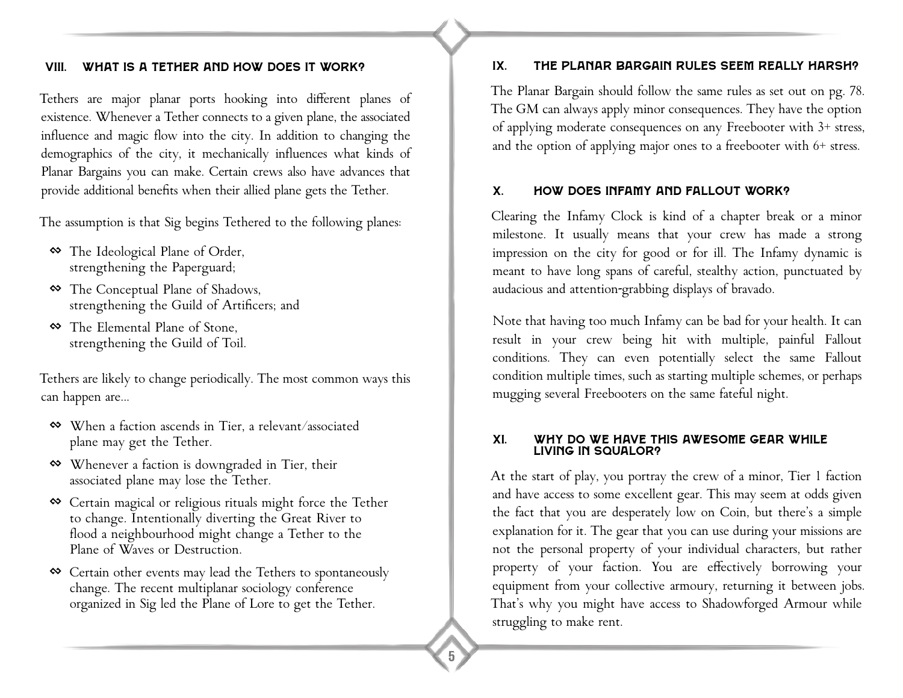## VIII. WHAT IS A TETHER AND HOW DOES IT WORK?

Tethers are major planar ports hooking into different planes of existence. Whenever a Tether connects to a given plane, the associated influence and magic flow into the city. In addition to changing the demographics of the city, it mechanically influences what kinds of Planar Bargains you can make. Certain crews also have advances that provide additional benefits when their allied plane gets the Tether.

The assumption is that Sig begins Tethered to the following planes:

- The Ideological Plane of Order, strengthening the Paperguard;
- The Conceptual Plane of Shadows, strengthening the Guild of Artificers; and
- The Elemental Plane of Stone, strengthening the Guild of Toil.

Tethers are likely to change periodically. The most common ways this can happen are...

- When a faction ascends in Tier, a relevant/associated plane may get the Tether.
- Whenever a faction is downgraded in Tier, their associated plane may lose the Tether.
- Certain magical or religious rituals might force the Tether to change. Intentionally diverting the Great River to flood a neighbourhood might change a Tether to the Plane of Waves or Destruction.
- Certain other events may lead the Tethers to spontaneously change. The recent multiplanar sociology conference organized in Sig led the Plane of Lore to get the Tether.

## IX. THE PLANAR BARGAIN RULES SEEM REALLY HARSH?

The Planar Bargain should follow the same rules as set out on pg. 78. The GM can always apply minor consequences. They have the option of applying moderate consequences on any Freebooter with 3+ stress, and the option of applying major ones to a freebooter with 6+ stress.

## X. HOW DOES INFAMY AND FALLOUT WORK?

Clearing the Infamy Clock is kind of a chapter break or a minor milestone. It usually means that your crew has made a strong impression on the city for good or for ill. The Infamy dynamic is meant to have long spans of careful, stealthy action, punctuated by audacious and attention-grabbing displays of bravado.

Note that having too much Infamy can be bad for your health. It can result in your crew being hit with multiple, painful Fallout conditions. They can even potentially select the same Fallout condition multiple times, such as starting multiple schemes, or perhaps mugging several Freebooters on the same fateful night.

## XI. WHY DO WE HAVE THIS AWESOME GEAR WHILE LIVING IN SQUALOR?

At the start of play, you portray the crew of a minor, Tier 1 faction and have access to some excellent gear. This may seem at odds given the fact that you are desperately low on Coin, but there's a simple explanation for it. The gear that you can use during your missions are not the personal property of your individual characters, but rather property of your faction. You are effectively borrowing your equipment from your collective armoury, returning it between jobs. That's why you might have access to Shadowforged Armour while struggling to make rent.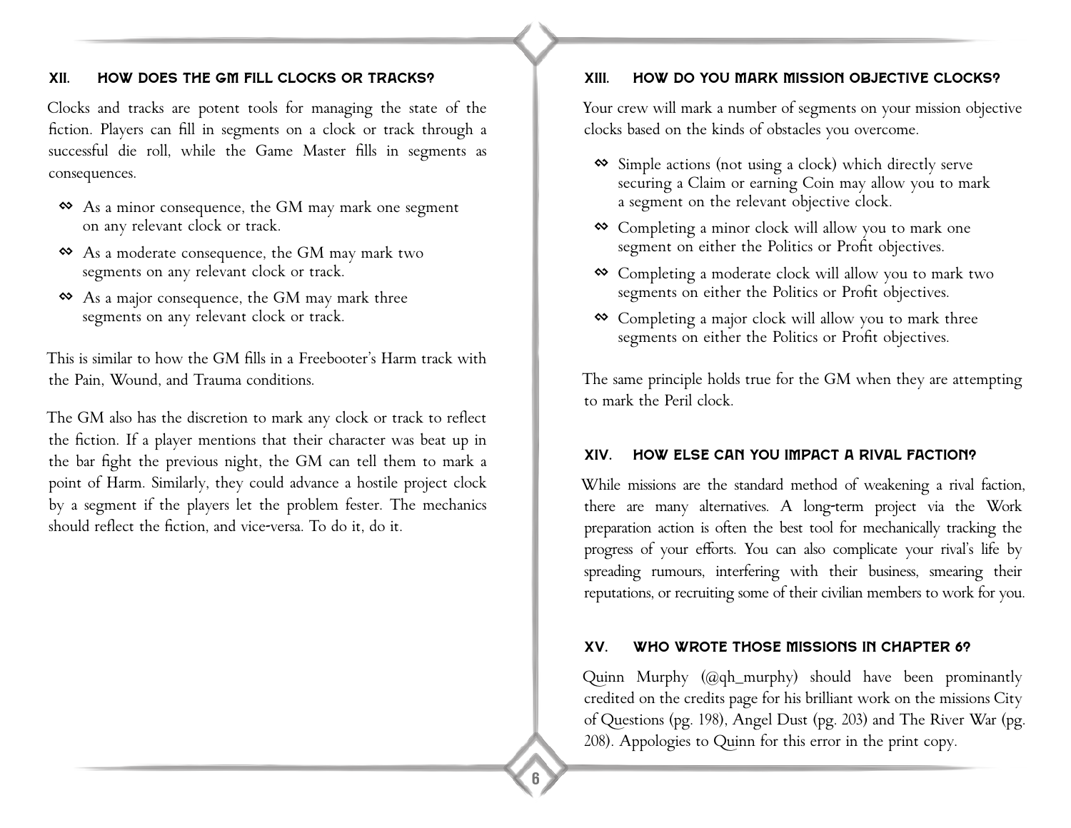## XII. How does the GM fill clocks or tracks?

Clocks and tracks are potent tools for managing the state of the fiction. Players can fill in segments on a clock or track through a successful die roll, while the Game Master fills in segments as consequences.

- As a minor consequence, the GM may mark one segment on any relevant clock or track.
- As a moderate consequence, the GM may mark two segments on any relevant clock or track.
- As a major consequence, the GM may mark three segments on any relevant clock or track.

This is similar to how the GM fills in a Freebooter's Harm track with the Pain, Wound, and Trauma conditions.

The GM also has the discretion to mark any clock or track to reflect the fiction. If a player mentions that their character was beat up in the bar fight the previous night, the GM can tell them to mark a point of Harm. Similarly, they could advance a hostile project clock by a segment if the players let the problem fester. The mechanics should reflect the fiction, and vice-versa. To do it, do it.

## XIII. How do you mark mission objective clocks?

Your crew will mark a number of segments on your mission objective clocks based on the kinds of obstacles you overcome.

- Simple actions (not using a clock) which directly serve securing a Claim or earning Coin may allow you to mark a segment on the relevant objective clock.
- Completing a minor clock will allow you to mark one segment on either the Politics or Profit objectives.
- Completing a moderate clock will allow you to mark two segments on either the Politics or Profit objectives.
- Completing a major clock will allow you to mark three segments on either the Politics or Profit objectives.

The same principle holds true for the GM when they are attempting to mark the Peril clock.

## XIV. How else can you impact a rival faction?

While missions are the standard method of weakening a rival faction, there are many alternatives. A long-term project via the Work preparation action is often the best tool for mechanically tracking the progress of your efforts. You can also complicate your rival's life by spreading rumours, interfering with their business, smearing their reputations, or recruiting some of their civilian members to work for you.

## XV. Who wrote those missions in Chapter 6?

Quinn Murphy (@qh_murphy) should have been prominantly credited on the credits page for his brilliant work on the missions City of Questions (pg. 198), Angel Dust (pg. 203) and The River War (pg. 208). Appologies to Quinn for this error in the print copy.